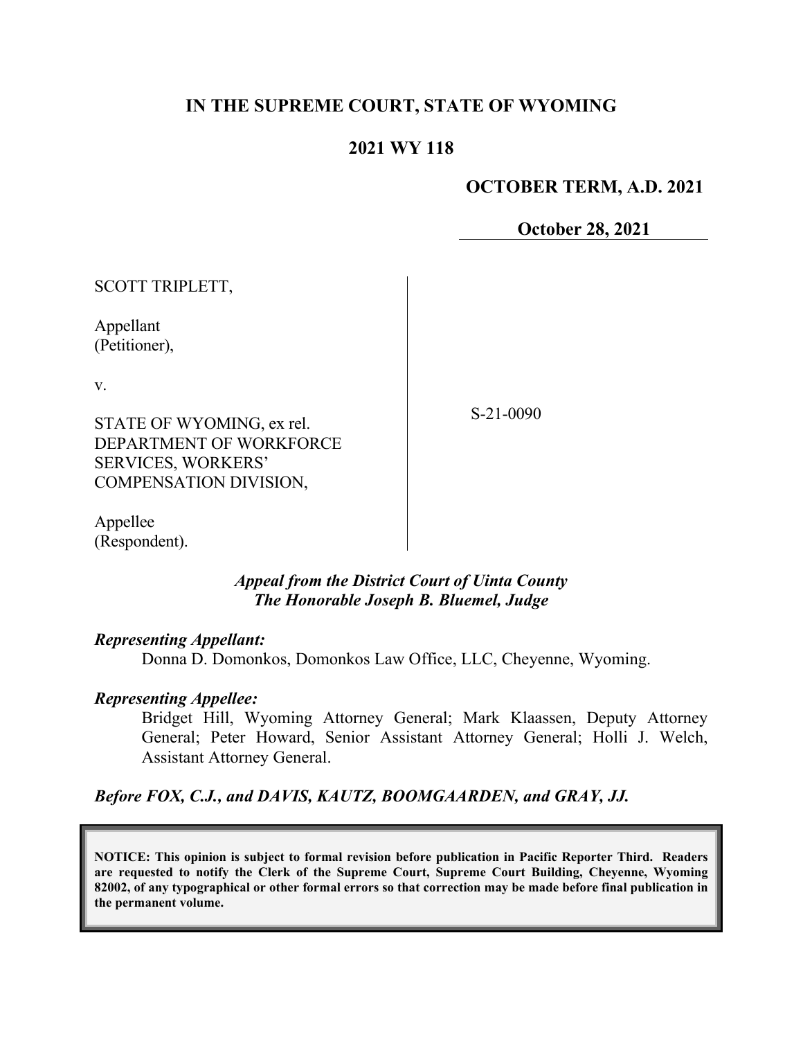# IN THE SUPREME COURT, STATE OF WYOMING

## 2021 WY 118

**OCTOBER TERM, A.D. 2021**

**October 28, 2021**

SCOTT TRIPLETT,

Appellant
(Petitioner),

v.

STATE OF WYOMING, ex rel. DEPARTMENT OF WORKFORCE SERVICES, WORKERS' COMPENSATION DIVISION,

Appellee
(Respondent).

S-21-0090

*Appeal from the District Court of Uinta County*
*The Honorable Joseph B. Bluemel, Judge*

***Representing Appellant:***

Donna D. Domonkos, Domonkos Law Office, LLC, Cheyenne, Wyoming.

***Representing Appellee:***

Bridget Hill, Wyoming Attorney General; Mark Klaassen, Deputy Attorney General; Peter Howard, Senior Assistant Attorney General; Holli J. Welch, Assistant Attorney General.

***Before FOX, C.J., and DAVIS, KAUTZ, BOOMGAARDEN, and GRAY, JJ.***

**NOTICE: This opinion is subject to formal revision before publication in Pacific Reporter Third. Readers are requested to notify the Clerk of the Supreme Court, Supreme Court Building, Cheyenne, Wyoming 82002, of any typographical or other formal errors so that correction may be made before final publication in the permanent volume.**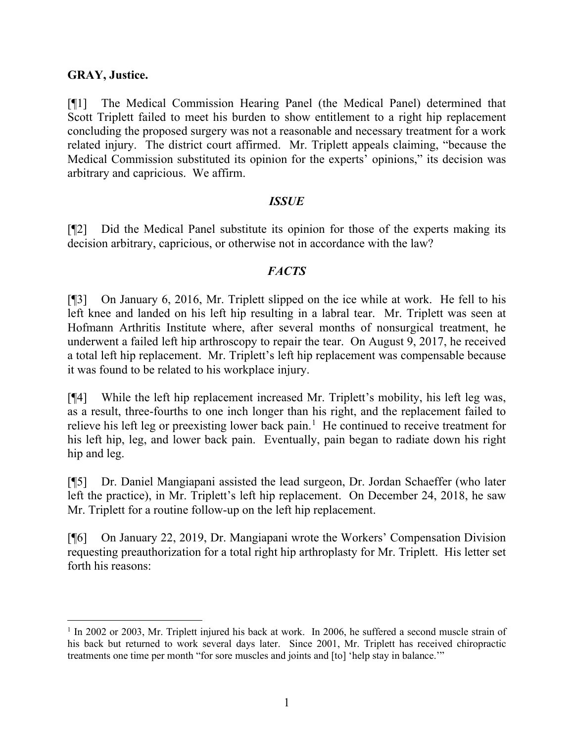**GRAY, Justice.**

[¶1] The Medical Commission Hearing Panel (the Medical Panel) determined that Scott Triplett failed to meet his burden to show entitlement to a right hip replacement concluding the proposed surgery was not a reasonable and necessary treatment for a work related injury. The district court affirmed. Mr. Triplett appeals claiming, "because the Medical Commission substituted its opinion for the experts' opinions," its decision was arbitrary and capricious. We affirm.

## *ISSUE*

[¶2] Did the Medical Panel substitute its opinion for those of the experts making its decision arbitrary, capricious, or otherwise not in accordance with the law?

## *FACTS*

[¶3] On January 6, 2016, Mr. Triplett slipped on the ice while at work. He fell to his left knee and landed on his left hip resulting in a labral tear. Mr. Triplett was seen at Hofmann Arthritis Institute where, after several months of nonsurgical treatment, he underwent a failed left hip arthroscopy to repair the tear. On August 9, 2017, he received a total left hip replacement. Mr. Triplett's left hip replacement was compensable because it was found to be related to his workplace injury.

[¶4] While the left hip replacement increased Mr. Triplett's mobility, his left leg was, as a result, three-fourths to one inch longer than his right, and the replacement failed to relieve his left leg or preexisting lower back pain.[1] He continued to receive treatment for his left hip, leg, and lower back pain. Eventually, pain began to radiate down his right hip and leg.

[¶5] Dr. Daniel Mangiapani assisted the lead surgeon, Dr. Jordan Schaeffer (who later left the practice), in Mr. Triplett's left hip replacement. On December 24, 2018, he saw Mr. Triplett for a routine follow-up on the left hip replacement.

[¶6] On January 22, 2019, Dr. Mangiapani wrote the Workers' Compensation Division requesting preauthorization for a total right hip arthroplasty for Mr. Triplett. His letter set forth his reasons:

---

[1] In 2002 or 2003, Mr. Triplett injured his back at work. In 2006, he suffered a second muscle strain of his back but returned to work several days later. Since 2001, Mr. Triplett has received chiropractic treatments one time per month "for sore muscles and joints and [to] 'help stay in balance.'"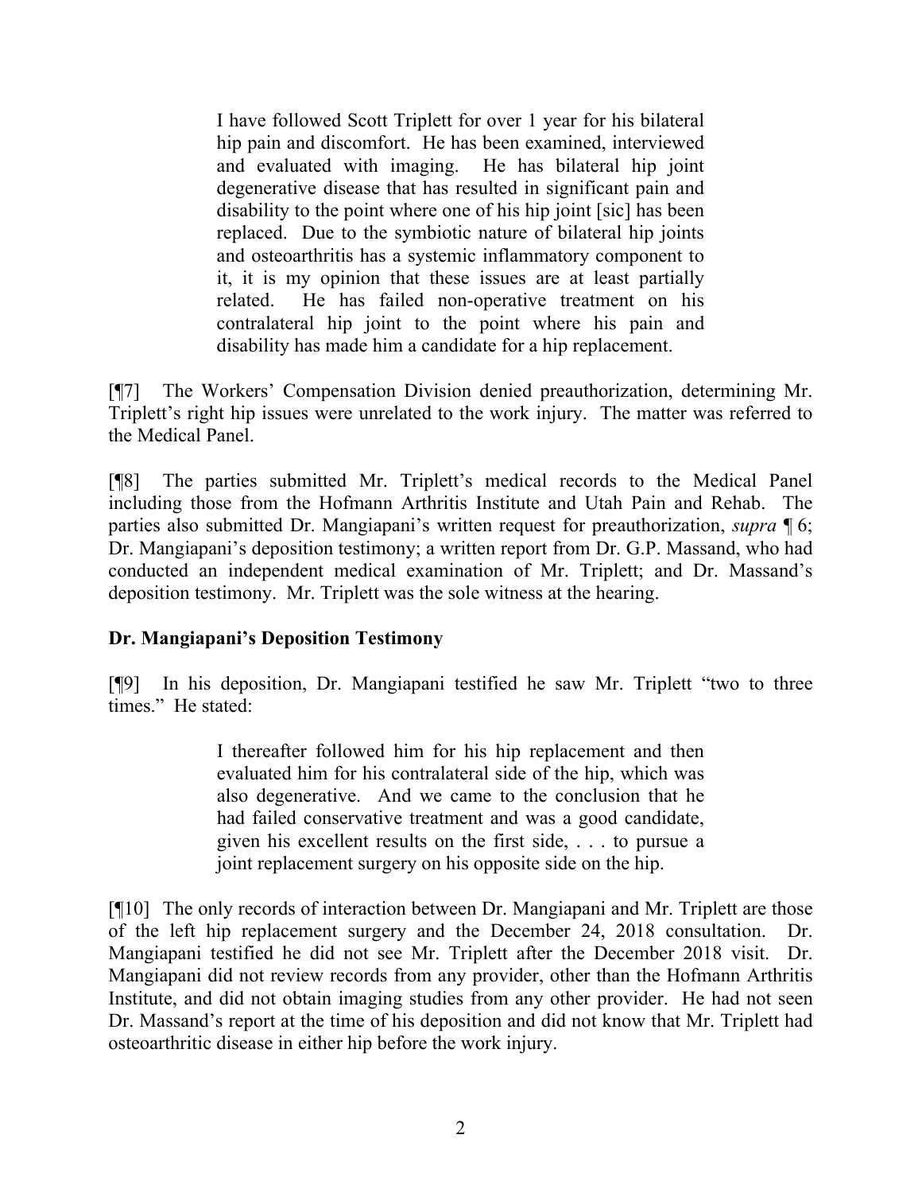> I have followed Scott Triplett for over 1 year for his bilateral hip pain and discomfort. He has been examined, interviewed and evaluated with imaging. He has bilateral hip joint degenerative disease that has resulted in significant pain and disability to the point where one of his hip joint [sic] has been replaced. Due to the symbiotic nature of bilateral hip joints and osteoarthritis has a systemic inflammatory component to it, it is my opinion that these issues are at least partially related. He has failed non-operative treatment on his contralateral hip joint to the point where his pain and disability has made him a candidate for a hip replacement.

[¶7] The Workers' Compensation Division denied preauthorization, determining Mr. Triplett's right hip issues were unrelated to the work injury. The matter was referred to the Medical Panel.

[¶8] The parties submitted Mr. Triplett's medical records to the Medical Panel including those from the Hofmann Arthritis Institute and Utah Pain and Rehab. The parties also submitted Dr. Mangiapani's written request for preauthorization, *supra* ¶ 6; Dr. Mangiapani's deposition testimony; a written report from Dr. G.P. Massand, who had conducted an independent medical examination of Mr. Triplett; and Dr. Massand's deposition testimony. Mr. Triplett was the sole witness at the hearing.

**Dr. Mangiapani's Deposition Testimony**

[¶9] In his deposition, Dr. Mangiapani testified he saw Mr. Triplett "two to three times." He stated:

> I thereafter followed him for his hip replacement and then evaluated him for his contralateral side of the hip, which was also degenerative. And we came to the conclusion that he had failed conservative treatment and was a good candidate, given his excellent results on the first side, . . . to pursue a joint replacement surgery on his opposite side on the hip.

[¶10] The only records of interaction between Dr. Mangiapani and Mr. Triplett are those of the left hip replacement surgery and the December 24, 2018 consultation. Dr. Mangiapani testified he did not see Mr. Triplett after the December 2018 visit. Dr. Mangiapani did not review records from any provider, other than the Hofmann Arthritis Institute, and did not obtain imaging studies from any other provider. He had not seen Dr. Massand's report at the time of his deposition and did not know that Mr. Triplett had osteoarthritic disease in either hip before the work injury.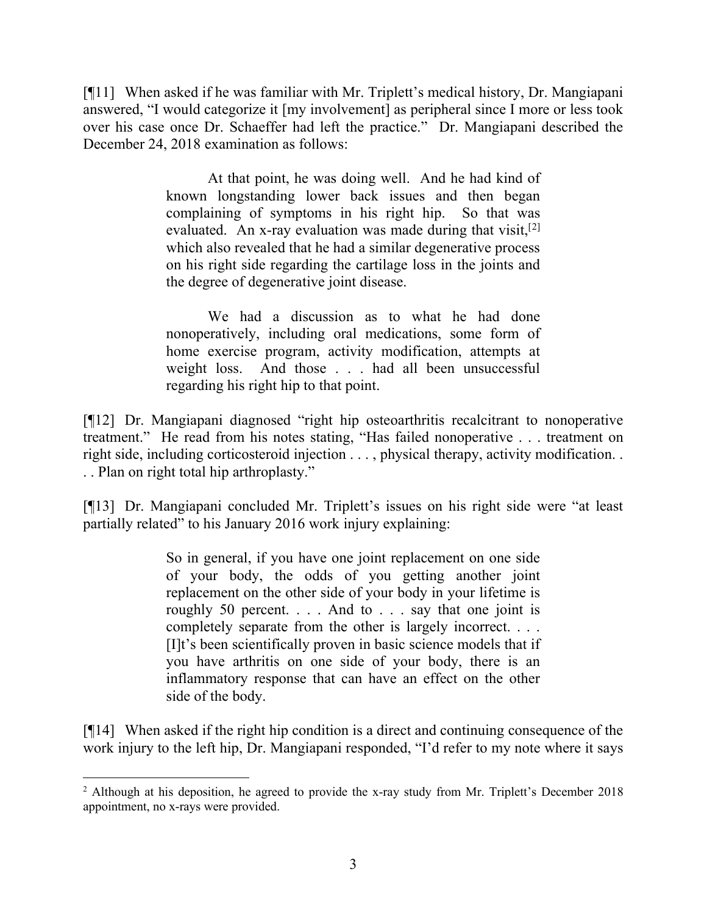[¶11] When asked if he was familiar with Mr. Triplett's medical history, Dr. Mangiapani answered, "I would categorize it [my involvement] as peripheral since I more or less took over his case once Dr. Schaeffer had left the practice." Dr. Mangiapani described the December 24, 2018 examination as follows:

> At that point, he was doing well. And he had kind of known longstanding lower back issues and then began complaining of symptoms in his right hip. So that was evaluated. An x-ray evaluation was made during that visit,[2] which also revealed that he had a similar degenerative process on his right side regarding the cartilage loss in the joints and the degree of degenerative joint disease.
>
> We had a discussion as to what he had done nonoperatively, including oral medications, some form of home exercise program, activity modification, attempts at weight loss. And those . . . had all been unsuccessful regarding his right hip to that point.

[¶12] Dr. Mangiapani diagnosed "right hip osteoarthritis recalcitrant to nonoperative treatment." He read from his notes stating, "Has failed nonoperative . . . treatment on right side, including corticosteroid injection . . . , physical therapy, activity modification. . . . Plan on right total hip arthroplasty."

[¶13] Dr. Mangiapani concluded Mr. Triplett's issues on his right side were "at least partially related" to his January 2016 work injury explaining:

> So in general, if you have one joint replacement on one side of your body, the odds of you getting another joint replacement on the other side of your body in your lifetime is roughly 50 percent. . . . And to . . . say that one joint is completely separate from the other is largely incorrect. . . . [I]t's been scientifically proven in basic science models that if you have arthritis on one side of your body, there is an inflammatory response that can have an effect on the other side of the body.

[¶14] When asked if the right hip condition is a direct and continuing consequence of the work injury to the left hip, Dr. Mangiapani responded, "I'd refer to my note where it says

---

[2] Although at his deposition, he agreed to provide the x-ray study from Mr. Triplett's December 2018 appointment, no x-rays were provided.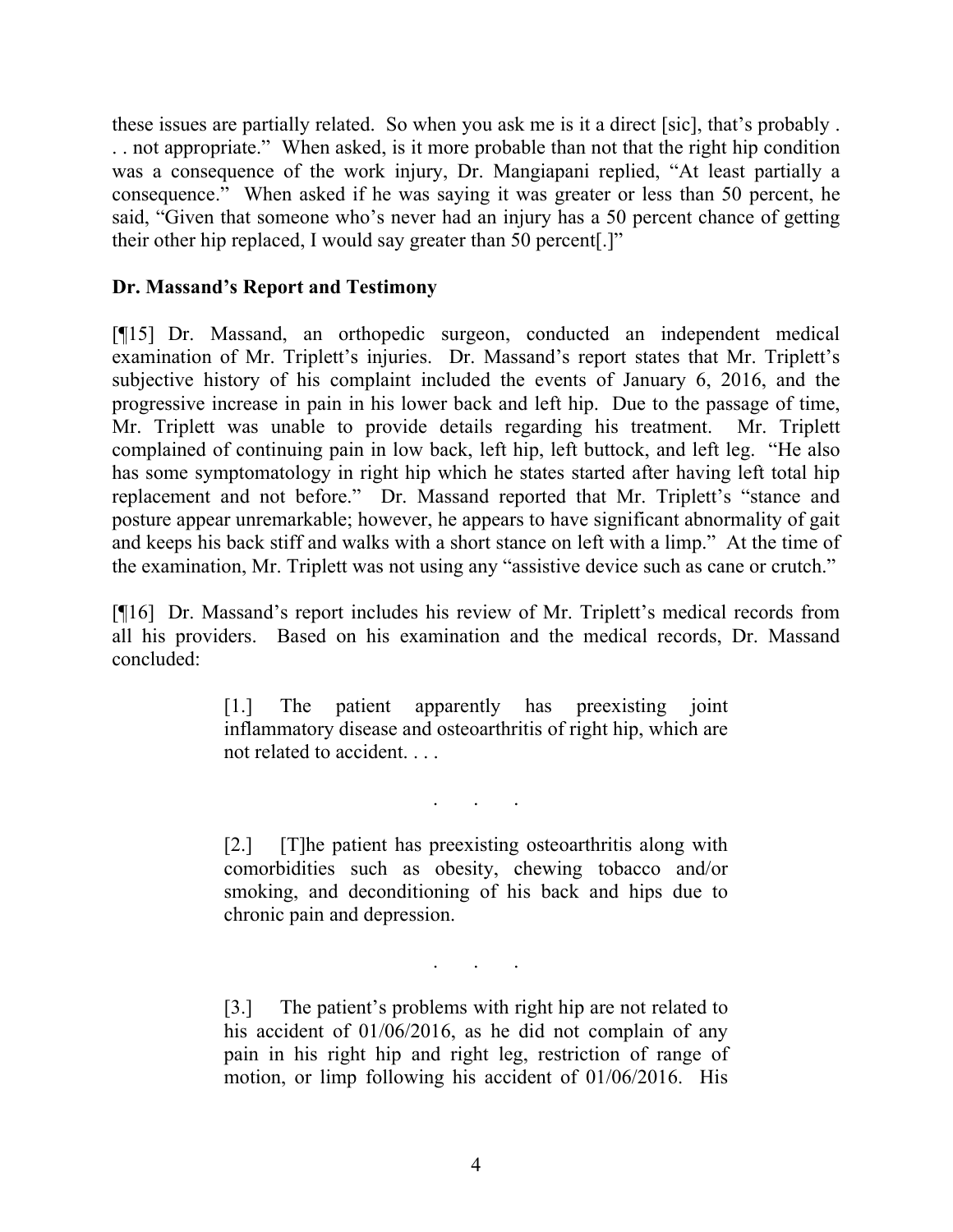these issues are partially related. So when you ask me is it a direct [sic], that's probably . . . not appropriate." When asked, is it more probable than not that the right hip condition was a consequence of the work injury, Dr. Mangiapani replied, "At least partially a consequence." When asked if he was saying it was greater or less than 50 percent, he said, "Given that someone who's never had an injury has a 50 percent chance of getting their other hip replaced, I would say greater than 50 percent[.]"

**Dr. Massand's Report and Testimony**

[¶15] Dr. Massand, an orthopedic surgeon, conducted an independent medical examination of Mr. Triplett's injuries. Dr. Massand's report states that Mr. Triplett's subjective history of his complaint included the events of January 6, 2016, and the progressive increase in pain in his lower back and left hip. Due to the passage of time, Mr. Triplett was unable to provide details regarding his treatment. Mr. Triplett complained of continuing pain in low back, left hip, left buttock, and left leg. "He also has some symptomatology in right hip which he states started after having left total hip replacement and not before." Dr. Massand reported that Mr. Triplett's "stance and posture appear unremarkable; however, he appears to have significant abnormality of gait and keeps his back stiff and walks with a short stance on left with a limp." At the time of the examination, Mr. Triplett was not using any "assistive device such as cane or crutch."

[¶16] Dr. Massand's report includes his review of Mr. Triplett's medical records from all his providers. Based on his examination and the medical records, Dr. Massand concluded:

> [1.] The patient apparently has preexisting joint inflammatory disease and osteoarthritis of right hip, which are not related to accident. . . .
>
> . . .
>
> [2.] [T]he patient has preexisting osteoarthritis along with comorbidities such as obesity, chewing tobacco and/or smoking, and deconditioning of his back and hips due to chronic pain and depression.
>
> . . .
>
> [3.] The patient's problems with right hip are not related to his accident of 01/06/2016, as he did not complain of any pain in his right hip and right leg, restriction of range of motion, or limp following his accident of 01/06/2016. His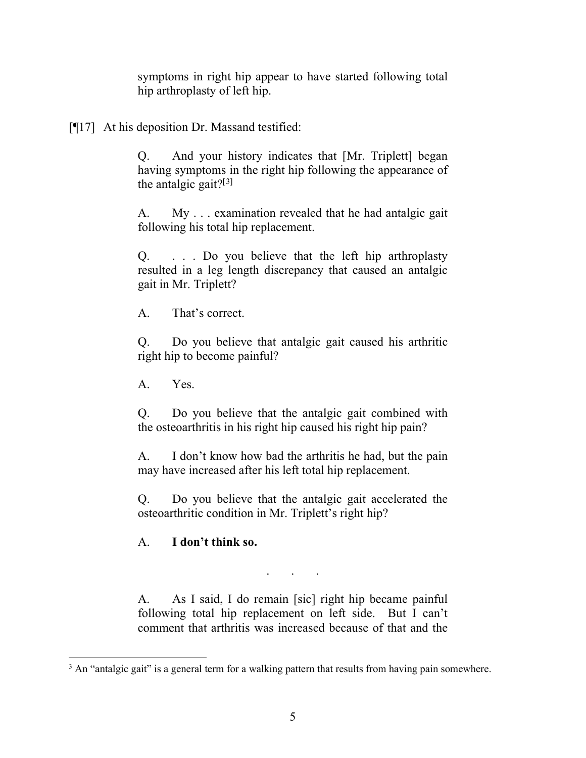symptoms in right hip appear to have started following total hip arthroplasty of left hip.

[¶17] At his deposition Dr. Massand testified:

> Q. And your history indicates that [Mr. Triplett] began having symptoms in the right hip following the appearance of the antalgic gait?[3]
>
> A. My . . . examination revealed that he had antalgic gait following his total hip replacement.
>
> Q. . . . Do you believe that the left hip arthroplasty resulted in a leg length discrepancy that caused an antalgic gait in Mr. Triplett?
>
> A. That's correct.
>
> Q. Do you believe that antalgic gait caused his arthritic right hip to become painful?
>
> A. Yes.
>
> Q. Do you believe that the antalgic gait combined with the osteoarthritis in his right hip caused his right hip pain?
>
> A. I don't know how bad the arthritis he had, but the pain may have increased after his left total hip replacement.
>
> Q. Do you believe that the antalgic gait accelerated the osteoarthritic condition in Mr. Triplett's right hip?
>
> A. **I don't think so.**
>
> . . .
>
> A. As I said, I do remain [sic] right hip became painful following total hip replacement on left side. But I can't comment that arthritis was increased because of that and the

[3] An "antalgic gait" is a general term for a walking pattern that results from having pain somewhere.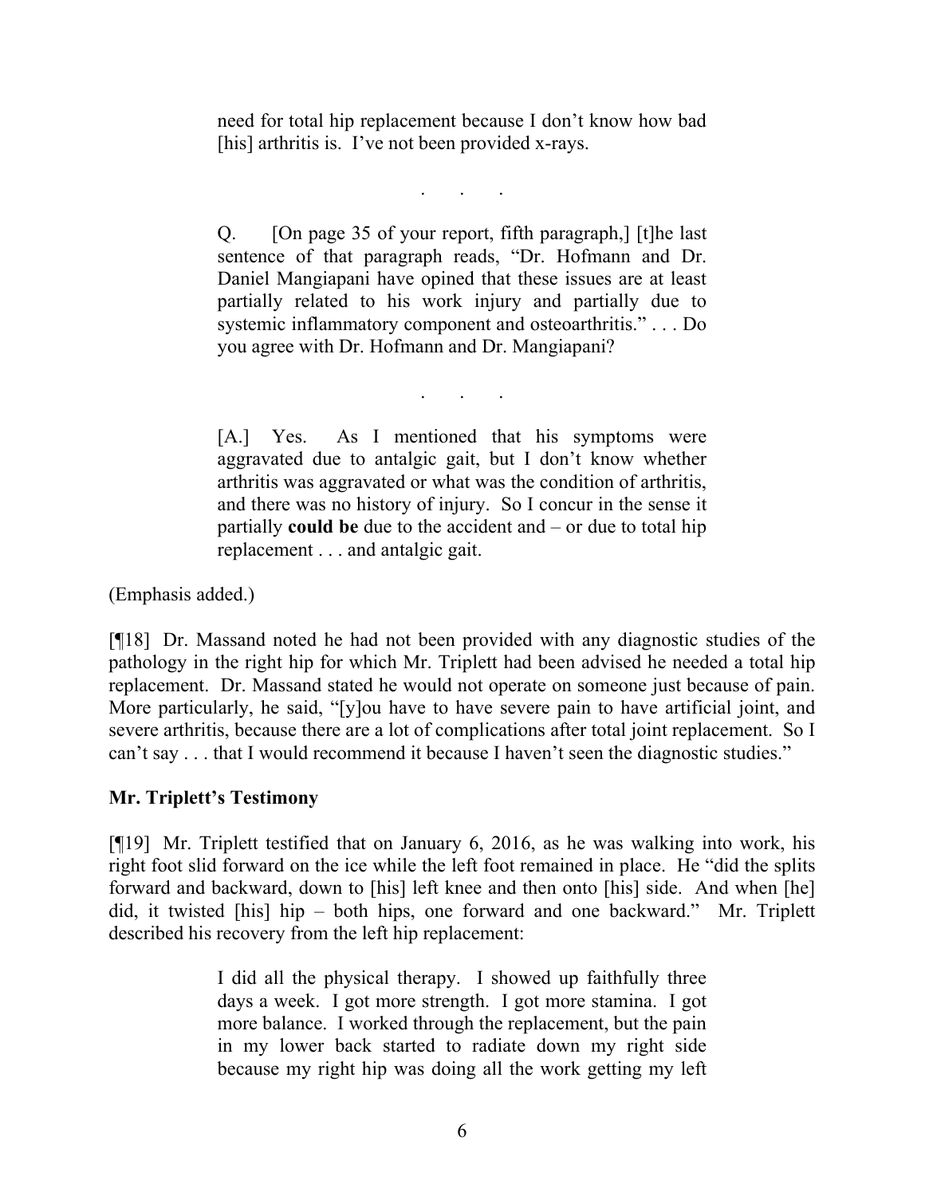> need for total hip replacement because I don't know how bad [his] arthritis is. I've not been provided x-rays.
>
> . . .
>
> Q. [On page 35 of your report, fifth paragraph,] [t]he last sentence of that paragraph reads, "Dr. Hofmann and Dr. Daniel Mangiapani have opined that these issues are at least partially related to his work injury and partially due to systemic inflammatory component and osteoarthritis." . . . Do you agree with Dr. Hofmann and Dr. Mangiapani?
>
> . . .
>
> [A.] Yes. As I mentioned that his symptoms were aggravated due to antalgic gait, but I don't know whether arthritis was aggravated or what was the condition of arthritis, and there was no history of injury. So I concur in the sense it partially **could be** due to the accident and – or due to total hip replacement . . . and antalgic gait.

(Emphasis added.)

[¶18] Dr. Massand noted he had not been provided with any diagnostic studies of the pathology in the right hip for which Mr. Triplett had been advised he needed a total hip replacement. Dr. Massand stated he would not operate on someone just because of pain. More particularly, he said, "[y]ou have to have severe pain to have artificial joint, and severe arthritis, because there are a lot of complications after total joint replacement. So I can't say . . . that I would recommend it because I haven't seen the diagnostic studies."

**Mr. Triplett's Testimony**

[¶19] Mr. Triplett testified that on January 6, 2016, as he was walking into work, his right foot slid forward on the ice while the left foot remained in place. He "did the splits forward and backward, down to [his] left knee and then onto [his] side. And when [he] did, it twisted [his] hip – both hips, one forward and one backward." Mr. Triplett described his recovery from the left hip replacement:

> I did all the physical therapy. I showed up faithfully three days a week. I got more strength. I got more stamina. I got more balance. I worked through the replacement, but the pain in my lower back started to radiate down my right side because my right hip was doing all the work getting my left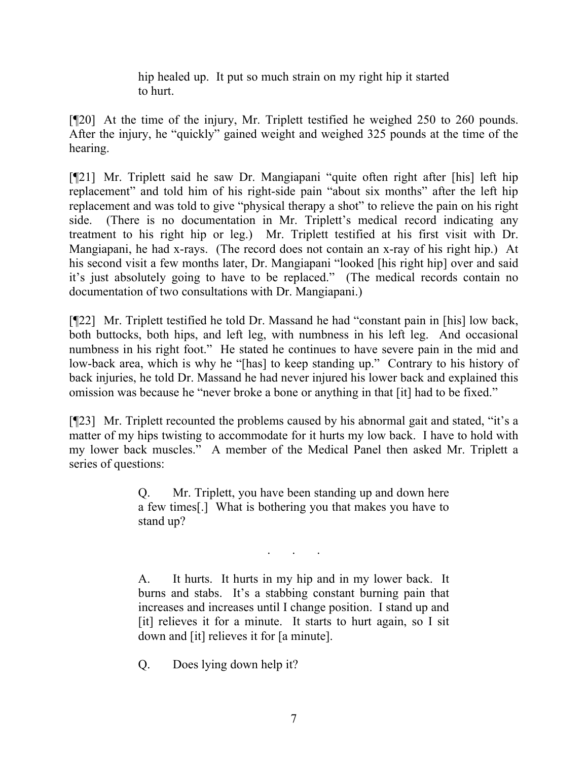> hip healed up. It put so much strain on my right hip it started to hurt.

[¶20] At the time of the injury, Mr. Triplett testified he weighed 250 to 260 pounds. After the injury, he "quickly" gained weight and weighed 325 pounds at the time of the hearing.

[¶21] Mr. Triplett said he saw Dr. Mangiapani "quite often right after [his] left hip replacement" and told him of his right-side pain "about six months" after the left hip replacement and was told to give "physical therapy a shot" to relieve the pain on his right side. (There is no documentation in Mr. Triplett's medical record indicating any treatment to his right hip or leg.) Mr. Triplett testified at his first visit with Dr. Mangiapani, he had x-rays. (The record does not contain an x-ray of his right hip.) At his second visit a few months later, Dr. Mangiapani "looked [his right hip] over and said it's just absolutely going to have to be replaced." (The medical records contain no documentation of two consultations with Dr. Mangiapani.)

[¶22] Mr. Triplett testified he told Dr. Massand he had "constant pain in [his] low back, both buttocks, both hips, and left leg, with numbness in his left leg. And occasional numbness in his right foot." He stated he continues to have severe pain in the mid and low-back area, which is why he "[has] to keep standing up." Contrary to his history of back injuries, he told Dr. Massand he had never injured his lower back and explained this omission was because he "never broke a bone or anything in that [it] had to be fixed."

[¶23] Mr. Triplett recounted the problems caused by his abnormal gait and stated, "it's a matter of my hips twisting to accommodate for it hurts my low back. I have to hold with my lower back muscles." A member of the Medical Panel then asked Mr. Triplett a series of questions:

> Q. Mr. Triplett, you have been standing up and down here a few times[.] What is bothering you that makes you have to stand up?
>
> . . .
>
> A. It hurts. It hurts in my hip and in my lower back. It burns and stabs. It's a stabbing constant burning pain that increases and increases until I change position. I stand up and [it] relieves it for a minute. It starts to hurt again, so I sit down and [it] relieves it for [a minute].
>
> Q. Does lying down help it?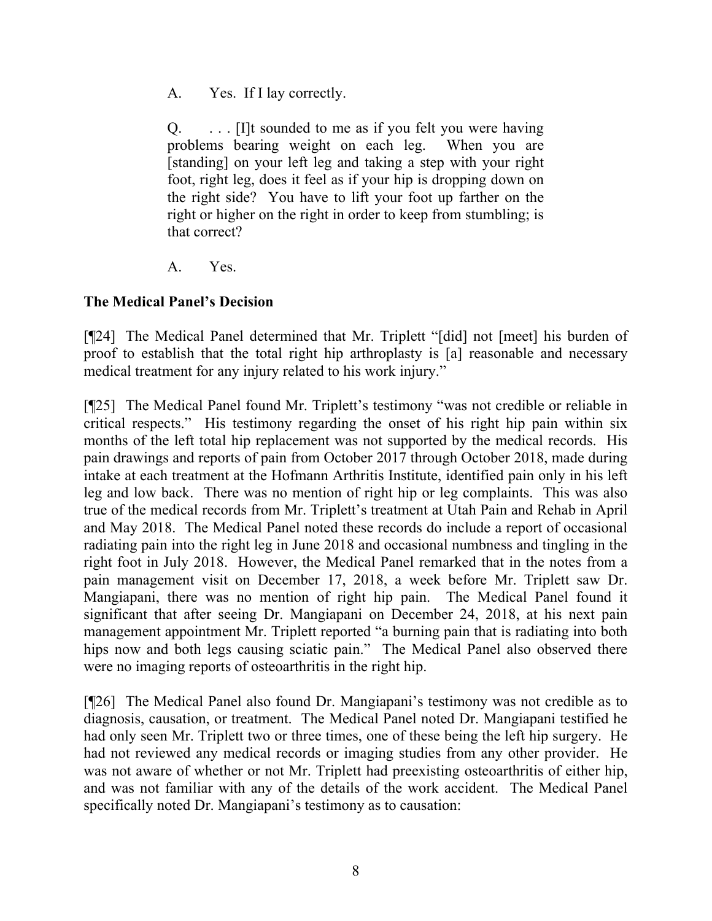> A. Yes. If I lay correctly.
>
> Q. . . . [I]t sounded to me as if you felt you were having problems bearing weight on each leg. When you are [standing] on your left leg and taking a step with your right foot, right leg, does it feel as if your hip is dropping down on the right side? You have to lift your foot up farther on the right or higher on the right in order to keep from stumbling; is that correct?
>
> A. Yes.

**The Medical Panel's Decision**

[¶24] The Medical Panel determined that Mr. Triplett "[did] not [meet] his burden of proof to establish that the total right hip arthroplasty is [a] reasonable and necessary medical treatment for any injury related to his work injury."

[¶25] The Medical Panel found Mr. Triplett's testimony "was not credible or reliable in critical respects." His testimony regarding the onset of his right hip pain within six months of the left total hip replacement was not supported by the medical records. His pain drawings and reports of pain from October 2017 through October 2018, made during intake at each treatment at the Hofmann Arthritis Institute, identified pain only in his left leg and low back. There was no mention of right hip or leg complaints. This was also true of the medical records from Mr. Triplett's treatment at Utah Pain and Rehab in April and May 2018. The Medical Panel noted these records do include a report of occasional radiating pain into the right leg in June 2018 and occasional numbness and tingling in the right foot in July 2018. However, the Medical Panel remarked that in the notes from a pain management visit on December 17, 2018, a week before Mr. Triplett saw Dr. Mangiapani, there was no mention of right hip pain. The Medical Panel found it significant that after seeing Dr. Mangiapani on December 24, 2018, at his next pain management appointment Mr. Triplett reported "a burning pain that is radiating into both hips now and both legs causing sciatic pain." The Medical Panel also observed there were no imaging reports of osteoarthritis in the right hip.

[¶26] The Medical Panel also found Dr. Mangiapani's testimony was not credible as to diagnosis, causation, or treatment. The Medical Panel noted Dr. Mangiapani testified he had only seen Mr. Triplett two or three times, one of these being the left hip surgery. He had not reviewed any medical records or imaging studies from any other provider. He was not aware of whether or not Mr. Triplett had preexisting osteoarthritis of either hip, and was not familiar with any of the details of the work accident. The Medical Panel specifically noted Dr. Mangiapani's testimony as to causation: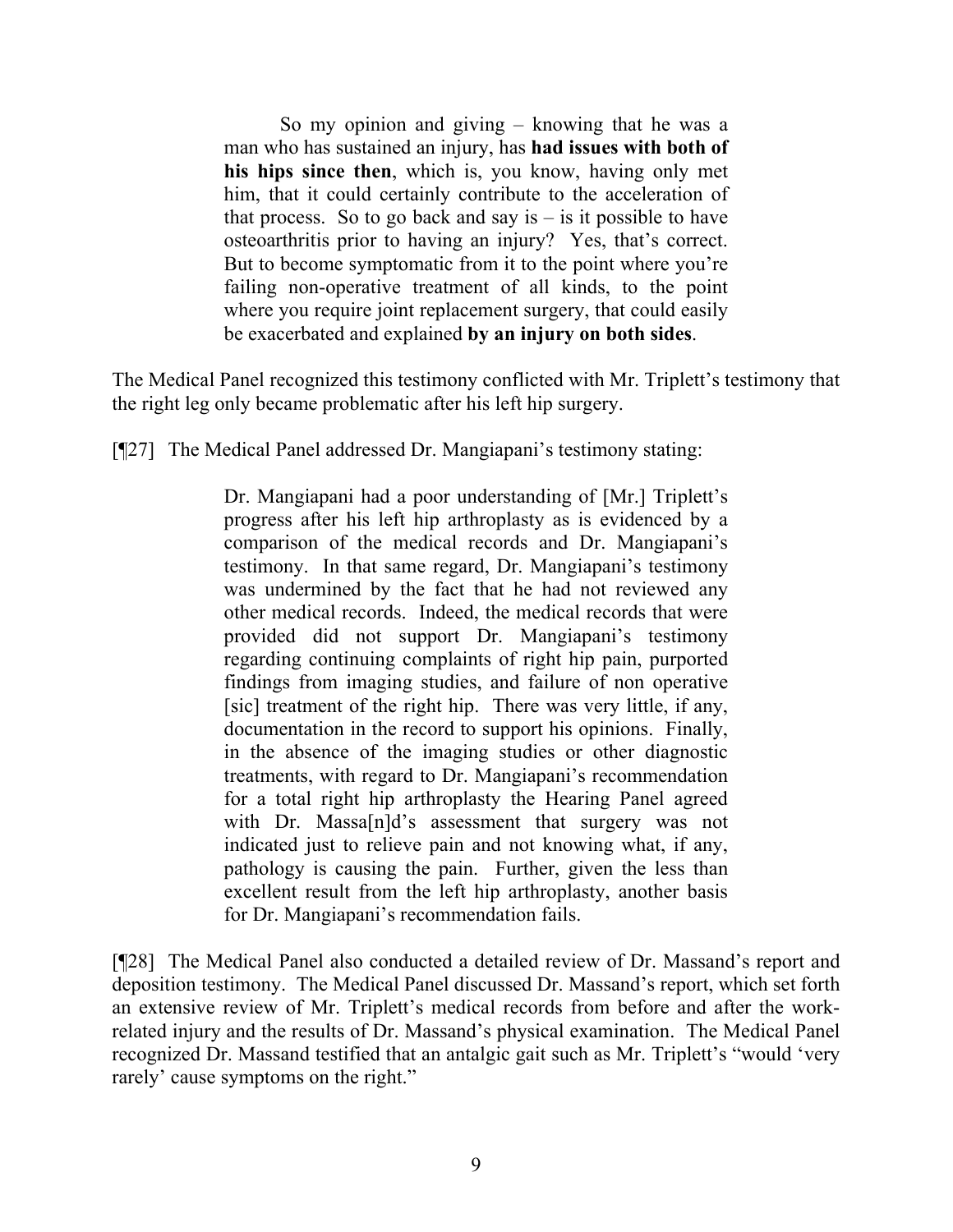> So my opinion and giving – knowing that he was a man who has sustained an injury, has **had issues with both of his hips since then**, which is, you know, having only met him, that it could certainly contribute to the acceleration of that process. So to go back and say is – is it possible to have osteoarthritis prior to having an injury? Yes, that's correct. But to become symptomatic from it to the point where you're failing non-operative treatment of all kinds, to the point where you require joint replacement surgery, that could easily be exacerbated and explained **by an injury on both sides**.

The Medical Panel recognized this testimony conflicted with Mr. Triplett's testimony that the right leg only became problematic after his left hip surgery.

[¶27] The Medical Panel addressed Dr. Mangiapani's testimony stating:

> Dr. Mangiapani had a poor understanding of [Mr.] Triplett's progress after his left hip arthroplasty as is evidenced by a comparison of the medical records and Dr. Mangiapani's testimony. In that same regard, Dr. Mangiapani's testimony was undermined by the fact that he had not reviewed any other medical records. Indeed, the medical records that were provided did not support Dr. Mangiapani's testimony regarding continuing complaints of right hip pain, purported findings from imaging studies, and failure of non operative [sic] treatment of the right hip. There was very little, if any, documentation in the record to support his opinions. Finally, in the absence of the imaging studies or other diagnostic treatments, with regard to Dr. Mangiapani's recommendation for a total right hip arthroplasty the Hearing Panel agreed with Dr. Massa[n]d's assessment that surgery was not indicated just to relieve pain and not knowing what, if any, pathology is causing the pain. Further, given the less than excellent result from the left hip arthroplasty, another basis for Dr. Mangiapani's recommendation fails.

[¶28] The Medical Panel also conducted a detailed review of Dr. Massand's report and deposition testimony. The Medical Panel discussed Dr. Massand's report, which set forth an extensive review of Mr. Triplett's medical records from before and after the work-related injury and the results of Dr. Massand's physical examination. The Medical Panel recognized Dr. Massand testified that an antalgic gait such as Mr. Triplett's "would 'very rarely' cause symptoms on the right."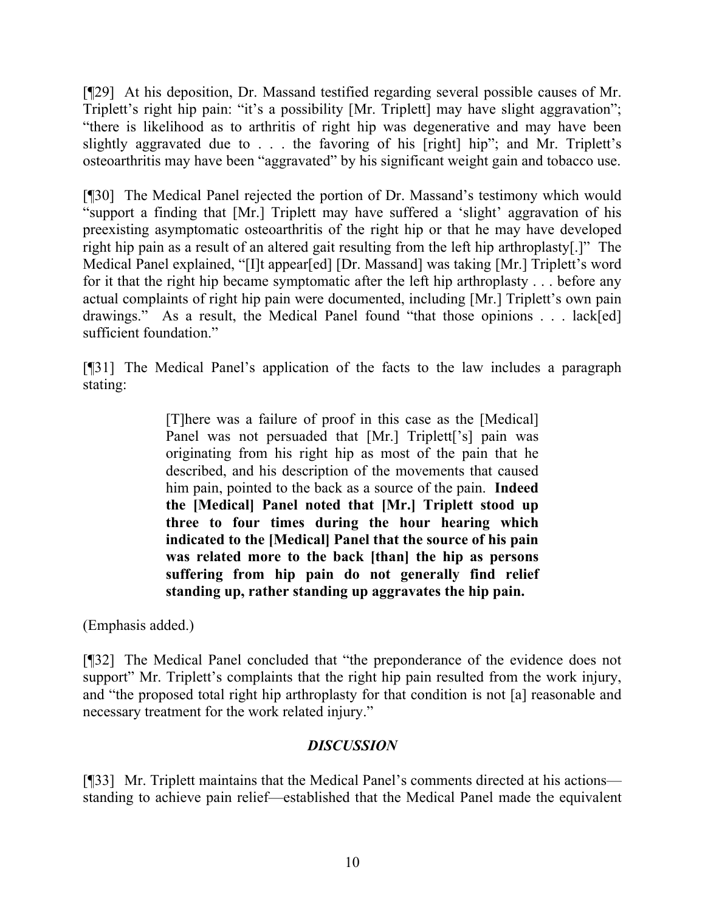[¶29] At his deposition, Dr. Massand testified regarding several possible causes of Mr. Triplett's right hip pain: "it's a possibility [Mr. Triplett] may have slight aggravation"; "there is likelihood as to arthritis of right hip was degenerative and may have been slightly aggravated due to . . . the favoring of his [right] hip"; and Mr. Triplett's osteoarthritis may have been "aggravated" by his significant weight gain and tobacco use.

[¶30] The Medical Panel rejected the portion of Dr. Massand's testimony which would "support a finding that [Mr.] Triplett may have suffered a 'slight' aggravation of his preexisting asymptomatic osteoarthritis of the right hip or that he may have developed right hip pain as a result of an altered gait resulting from the left hip arthroplasty[.]" The Medical Panel explained, "[I]t appear[ed] [Dr. Massand] was taking [Mr.] Triplett's word for it that the right hip became symptomatic after the left hip arthroplasty . . . before any actual complaints of right hip pain were documented, including [Mr.] Triplett's own pain drawings." As a result, the Medical Panel found "that those opinions . . . lack[ed] sufficient foundation."

[¶31] The Medical Panel's application of the facts to the law includes a paragraph stating:

> [T]here was a failure of proof in this case as the [Medical] Panel was not persuaded that [Mr.] Triplett['s] pain was originating from his right hip as most of the pain that he described, and his description of the movements that caused him pain, pointed to the back as a source of the pain. **Indeed the [Medical] Panel noted that [Mr.] Triplett stood up three to four times during the hour hearing which indicated to the [Medical] Panel that the source of his pain was related more to the back [than] the hip as persons suffering from hip pain do not generally find relief standing up, rather standing up aggravates the hip pain.**

(Emphasis added.)

[¶32] The Medical Panel concluded that "the preponderance of the evidence does not support" Mr. Triplett's complaints that the right hip pain resulted from the work injury, and "the proposed total right hip arthroplasty for that condition is not [a] reasonable and necessary treatment for the work related injury."

### *DISCUSSION*

[¶33] Mr. Triplett maintains that the Medical Panel's comments directed at his actions—standing to achieve pain relief—established that the Medical Panel made the equivalent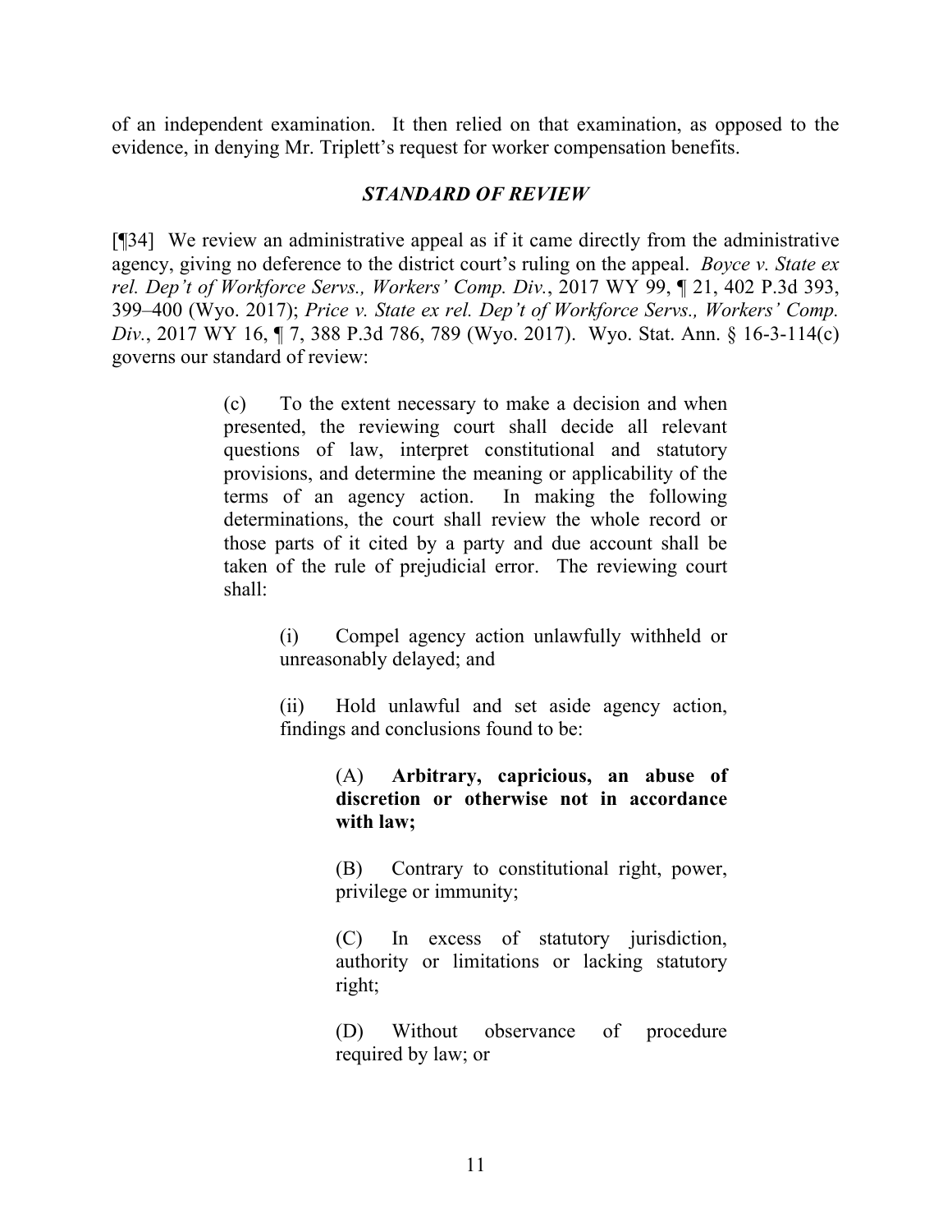of an independent examination. It then relied on that examination, as opposed to the evidence, in denying Mr. Triplett's request for worker compensation benefits.

### ***STANDARD OF REVIEW***

[¶34] We review an administrative appeal as if it came directly from the administrative agency, giving no deference to the district court's ruling on the appeal. *Boyce v. State ex rel. Dep't of Workforce Servs., Workers' Comp. Div.*, 2017 WY 99, ¶ 21, 402 P.3d 393, 399–400 (Wyo. 2017); *Price v. State ex rel. Dep't of Workforce Servs., Workers' Comp. Div.*, 2017 WY 16, ¶ 7, 388 P.3d 786, 789 (Wyo. 2017). Wyo. Stat. Ann. § 16-3-114(c) governs our standard of review:

> (c) To the extent necessary to make a decision and when presented, the reviewing court shall decide all relevant questions of law, interpret constitutional and statutory provisions, and determine the meaning or applicability of the terms of an agency action. In making the following determinations, the court shall review the whole record or those parts of it cited by a party and due account shall be taken of the rule of prejudicial error. The reviewing court shall:
>
> > (i) Compel agency action unlawfully withheld or unreasonably delayed; and
> >
> > (ii) Hold unlawful and set aside agency action, findings and conclusions found to be:
> >
> > > (A) **Arbitrary, capricious, an abuse of discretion or otherwise not in accordance with law;**
> > >
> > > (B) Contrary to constitutional right, power, privilege or immunity;
> > >
> > > (C) In excess of statutory jurisdiction, authority or limitations or lacking statutory right;
> > >
> > > (D) Without observance of procedure required by law; or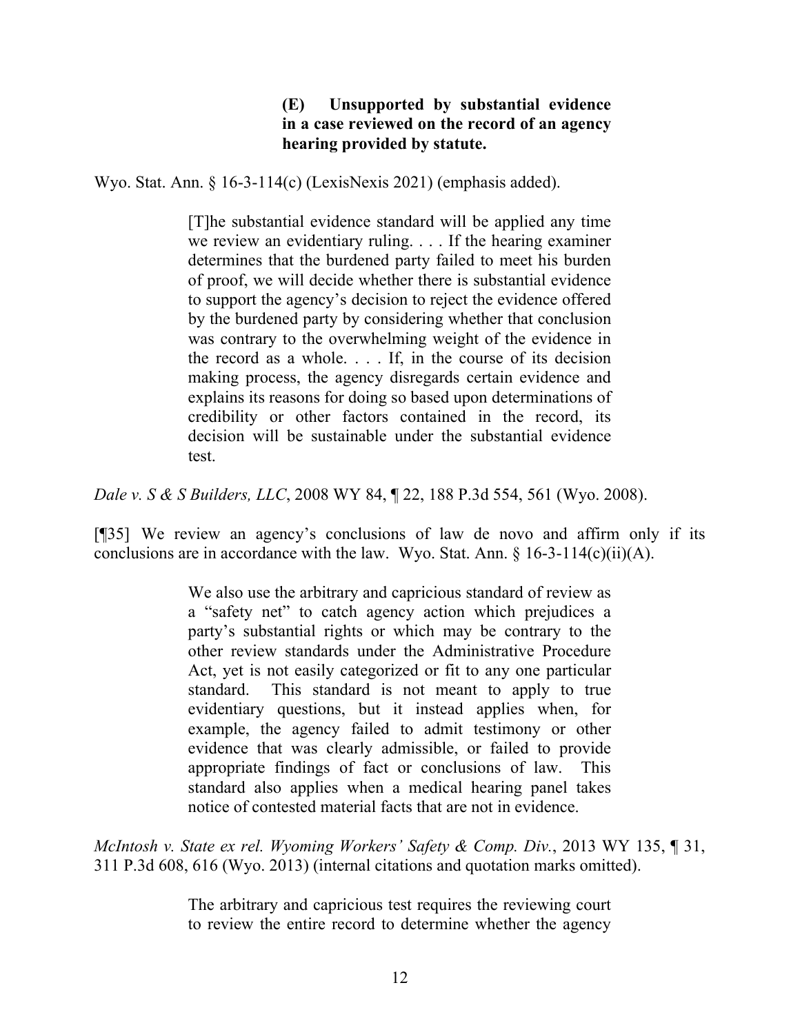> **(E) Unsupported by substantial evidence in a case reviewed on the record of an agency hearing provided by statute.**

Wyo. Stat. Ann. § 16-3-114(c) (LexisNexis 2021) (emphasis added).

> [T]he substantial evidence standard will be applied any time we review an evidentiary ruling. . . . If the hearing examiner determines that the burdened party failed to meet his burden of proof, we will decide whether there is substantial evidence to support the agency's decision to reject the evidence offered by the burdened party by considering whether that conclusion was contrary to the overwhelming weight of the evidence in the record as a whole. . . . If, in the course of its decision making process, the agency disregards certain evidence and explains its reasons for doing so based upon determinations of credibility or other factors contained in the record, its decision will be sustainable under the substantial evidence test.

*Dale v. S & S Builders, LLC*, 2008 WY 84, ¶ 22, 188 P.3d 554, 561 (Wyo. 2008).

[¶35] We review an agency's conclusions of law de novo and affirm only if its conclusions are in accordance with the law. Wyo. Stat. Ann. § 16-3-114(c)(ii)(A).

> We also use the arbitrary and capricious standard of review as a "safety net" to catch agency action which prejudices a party's substantial rights or which may be contrary to the other review standards under the Administrative Procedure Act, yet is not easily categorized or fit to any one particular standard. This standard is not meant to apply to true evidentiary questions, but it instead applies when, for example, the agency failed to admit testimony or other evidence that was clearly admissible, or failed to provide appropriate findings of fact or conclusions of law. This standard also applies when a medical hearing panel takes notice of contested material facts that are not in evidence.

*McIntosh v. State ex rel. Wyoming Workers' Safety & Comp. Div.*, 2013 WY 135, ¶ 31, 311 P.3d 608, 616 (Wyo. 2013) (internal citations and quotation marks omitted).

> The arbitrary and capricious test requires the reviewing court to review the entire record to determine whether the agency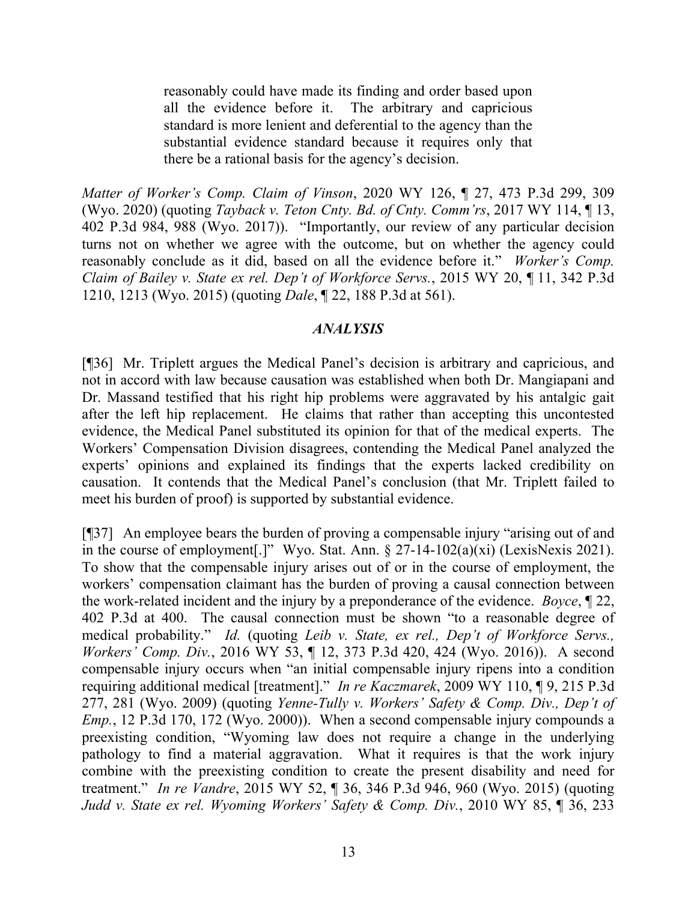> reasonably could have made its finding and order based upon all the evidence before it. The arbitrary and capricious standard is more lenient and deferential to the agency than the substantial evidence standard because it requires only that there be a rational basis for the agency's decision.

*Matter of Worker's Comp. Claim of Vinson*, 2020 WY 126, ¶ 27, 473 P.3d 299, 309 (Wyo. 2020) (quoting *Tayback v. Teton Cnty. Bd. of Cnty. Comm'rs*, 2017 WY 114, ¶ 13, 402 P.3d 984, 988 (Wyo. 2017)). "Importantly, our review of any particular decision turns not on whether we agree with the outcome, but on whether the agency could reasonably conclude as it did, based on all the evidence before it." *Worker's Comp. Claim of Bailey v. State ex rel. Dep't of Workforce Servs.*, 2015 WY 20, ¶ 11, 342 P.3d 1210, 1213 (Wyo. 2015) (quoting *Dale*, ¶ 22, 188 P.3d at 561).

## *ANALYSIS*

[¶36] Mr. Triplett argues the Medical Panel's decision is arbitrary and capricious, and not in accord with law because causation was established when both Dr. Mangiapani and Dr. Massand testified that his right hip problems were aggravated by his antalgic gait after the left hip replacement. He claims that rather than accepting this uncontested evidence, the Medical Panel substituted its opinion for that of the medical experts. The Workers' Compensation Division disagrees, contending the Medical Panel analyzed the experts' opinions and explained its findings that the experts lacked credibility on causation. It contends that the Medical Panel's conclusion (that Mr. Triplett failed to meet his burden of proof) is supported by substantial evidence.

[¶37] An employee bears the burden of proving a compensable injury "arising out of and in the course of employment[.]" Wyo. Stat. Ann. § 27-14-102(a)(xi) (LexisNexis 2021). To show that the compensable injury arises out of or in the course of employment, the workers' compensation claimant has the burden of proving a causal connection between the work-related incident and the injury by a preponderance of the evidence. *Boyce*, ¶ 22, 402 P.3d at 400. The causal connection must be shown "to a reasonable degree of medical probability." *Id.* (quoting *Leib v. State, ex rel., Dep't of Workforce Servs., Workers' Comp. Div.*, 2016 WY 53, ¶ 12, 373 P.3d 420, 424 (Wyo. 2016)). A second compensable injury occurs when "an initial compensable injury ripens into a condition requiring additional medical [treatment]." *In re Kaczmarek*, 2009 WY 110, ¶ 9, 215 P.3d 277, 281 (Wyo. 2009) (quoting *Yenne-Tully v. Workers' Safety & Comp. Div., Dep't of Emp.*, 12 P.3d 170, 172 (Wyo. 2000)). When a second compensable injury compounds a preexisting condition, "Wyoming law does not require a change in the underlying pathology to find a material aggravation. What it requires is that the work injury combine with the preexisting condition to create the present disability and need for treatment." *In re Vandre*, 2015 WY 52, ¶ 36, 346 P.3d 946, 960 (Wyo. 2015) (quoting *Judd v. State ex rel. Wyoming Workers' Safety & Comp. Div.*, 2010 WY 85, ¶ 36, 233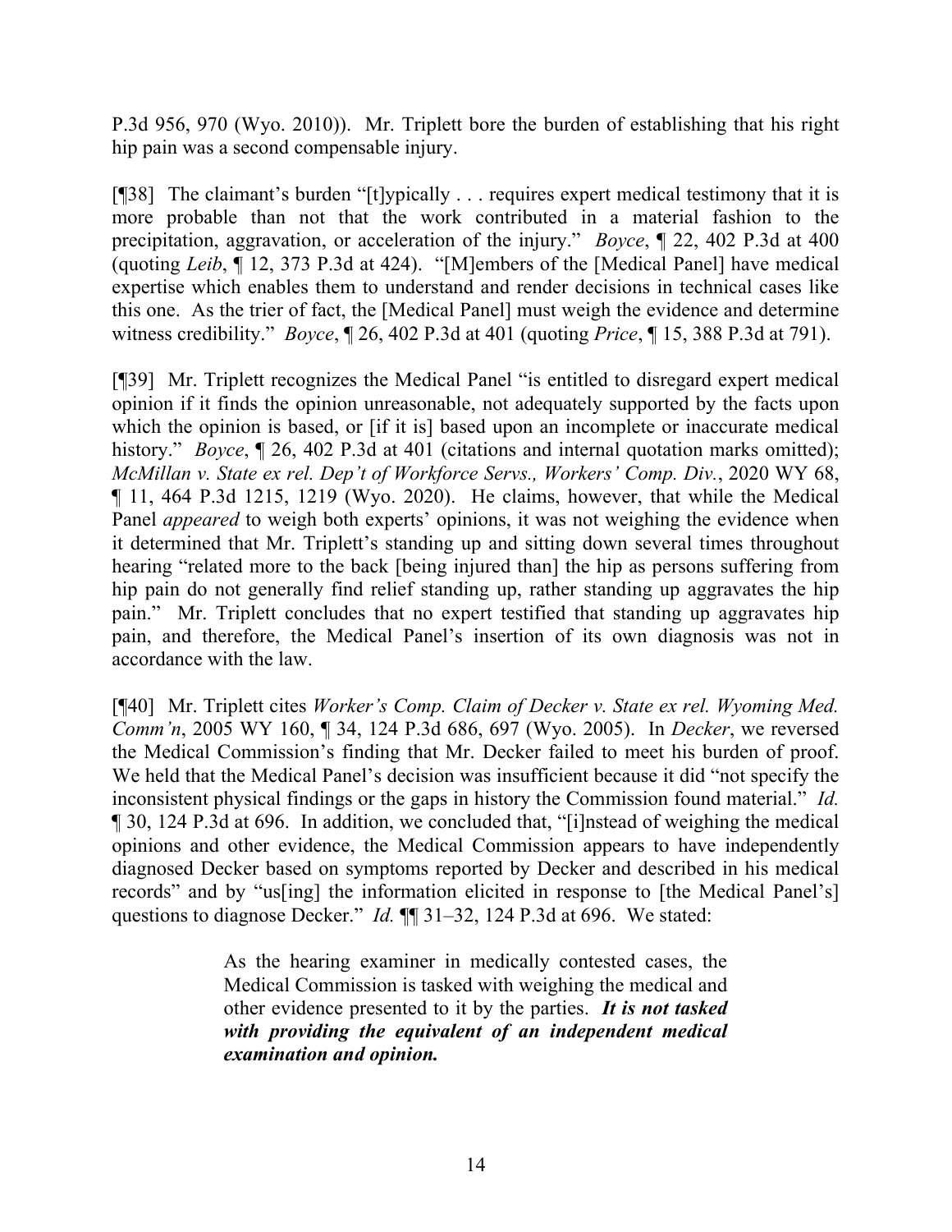P.3d 956, 970 (Wyo. 2010)). Mr. Triplett bore the burden of establishing that his right hip pain was a second compensable injury.

[¶38] The claimant's burden "[t]ypically . . . requires expert medical testimony that it is more probable than not that the work contributed in a material fashion to the precipitation, aggravation, or acceleration of the injury." *Boyce*, ¶ 22, 402 P.3d at 400 (quoting *Leib*, ¶ 12, 373 P.3d at 424). "[M]embers of the [Medical Panel] have medical expertise which enables them to understand and render decisions in technical cases like this one. As the trier of fact, the [Medical Panel] must weigh the evidence and determine witness credibility." *Boyce*, ¶ 26, 402 P.3d at 401 (quoting *Price*, ¶ 15, 388 P.3d at 791).

[¶39] Mr. Triplett recognizes the Medical Panel "is entitled to disregard expert medical opinion if it finds the opinion unreasonable, not adequately supported by the facts upon which the opinion is based, or [if it is] based upon an incomplete or inaccurate medical history." *Boyce*, ¶ 26, 402 P.3d at 401 (citations and internal quotation marks omitted); *McMillan v. State ex rel. Dep't of Workforce Servs., Workers' Comp. Div.*, 2020 WY 68, ¶ 11, 464 P.3d 1215, 1219 (Wyo. 2020). He claims, however, that while the Medical Panel *appeared* to weigh both experts' opinions, it was not weighing the evidence when it determined that Mr. Triplett's standing up and sitting down several times throughout hearing "related more to the back [being injured than] the hip as persons suffering from hip pain do not generally find relief standing up, rather standing up aggravates the hip pain." Mr. Triplett concludes that no expert testified that standing up aggravates hip pain, and therefore, the Medical Panel's insertion of its own diagnosis was not in accordance with the law.

[¶40] Mr. Triplett cites *Worker's Comp. Claim of Decker v. State ex rel. Wyoming Med. Comm'n*, 2005 WY 160, ¶ 34, 124 P.3d 686, 697 (Wyo. 2005). In *Decker*, we reversed the Medical Commission's finding that Mr. Decker failed to meet his burden of proof. We held that the Medical Panel's decision was insufficient because it did "not specify the inconsistent physical findings or the gaps in history the Commission found material." *Id.* ¶ 30, 124 P.3d at 696. In addition, we concluded that, "[i]nstead of weighing the medical opinions and other evidence, the Medical Commission appears to have independently diagnosed Decker based on symptoms reported by Decker and described in his medical records" and by "us[ing] the information elicited in response to [the Medical Panel's] questions to diagnose Decker." *Id.* ¶¶ 31–32, 124 P.3d at 696. We stated:

> As the hearing examiner in medically contested cases, the Medical Commission is tasked with weighing the medical and other evidence presented to it by the parties. ***It is not tasked with providing the equivalent of an independent medical examination and opinion.***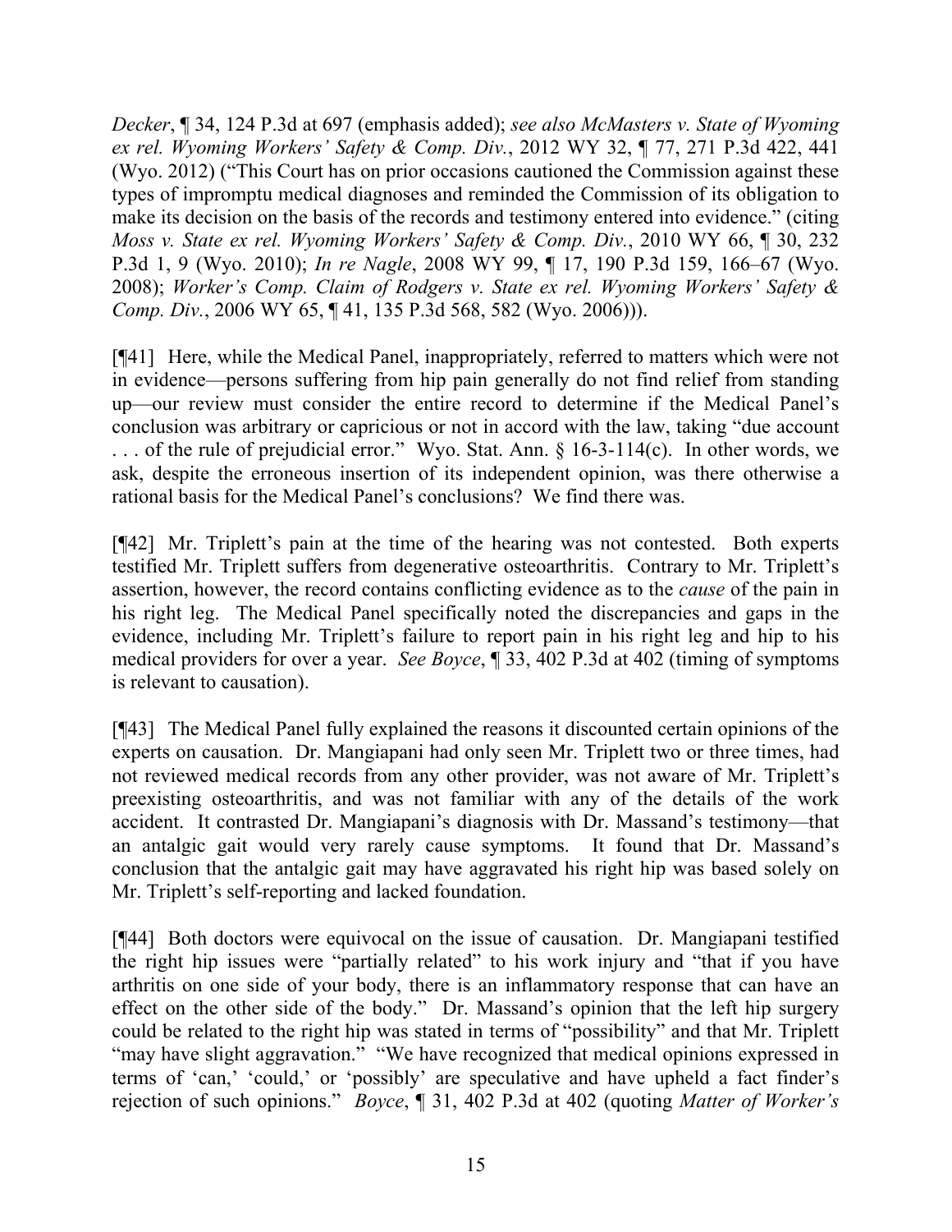*Decker*, ¶ 34, 124 P.3d at 697 (emphasis added); *see also McMasters v. State of Wyoming ex rel. Wyoming Workers' Safety & Comp. Div.*, 2012 WY 32, ¶ 77, 271 P.3d 422, 441 (Wyo. 2012) ("This Court has on prior occasions cautioned the Commission against these types of impromptu medical diagnoses and reminded the Commission of its obligation to make its decision on the basis of the records and testimony entered into evidence." (citing *Moss v. State ex rel. Wyoming Workers' Safety & Comp. Div.*, 2010 WY 66, ¶ 30, 232 P.3d 1, 9 (Wyo. 2010); *In re Nagle*, 2008 WY 99, ¶ 17, 190 P.3d 159, 166–67 (Wyo. 2008); *Worker's Comp. Claim of Rodgers v. State ex rel. Wyoming Workers' Safety & Comp. Div.*, 2006 WY 65, ¶ 41, 135 P.3d 568, 582 (Wyo. 2006))).

[¶41] Here, while the Medical Panel, inappropriately, referred to matters which were not in evidence—persons suffering from hip pain generally do not find relief from standing up—our review must consider the entire record to determine if the Medical Panel's conclusion was arbitrary or capricious or not in accord with the law, taking "due account . . . of the rule of prejudicial error." Wyo. Stat. Ann. § 16-3-114(c). In other words, we ask, despite the erroneous insertion of its independent opinion, was there otherwise a rational basis for the Medical Panel's conclusions? We find there was.

[¶42] Mr. Triplett's pain at the time of the hearing was not contested. Both experts testified Mr. Triplett suffers from degenerative osteoarthritis. Contrary to Mr. Triplett's assertion, however, the record contains conflicting evidence as to the *cause* of the pain in his right leg. The Medical Panel specifically noted the discrepancies and gaps in the evidence, including Mr. Triplett's failure to report pain in his right leg and hip to his medical providers for over a year. *See Boyce*, ¶ 33, 402 P.3d at 402 (timing of symptoms is relevant to causation).

[¶43] The Medical Panel fully explained the reasons it discounted certain opinions of the experts on causation. Dr. Mangiapani had only seen Mr. Triplett two or three times, had not reviewed medical records from any other provider, was not aware of Mr. Triplett's preexisting osteoarthritis, and was not familiar with any of the details of the work accident. It contrasted Dr. Mangiapani's diagnosis with Dr. Massand's testimony—that an antalgic gait would very rarely cause symptoms. It found that Dr. Massand's conclusion that the antalgic gait may have aggravated his right hip was based solely on Mr. Triplett's self-reporting and lacked foundation.

[¶44] Both doctors were equivocal on the issue of causation. Dr. Mangiapani testified the right hip issues were "partially related" to his work injury and "that if you have arthritis on one side of your body, there is an inflammatory response that can have an effect on the other side of the body." Dr. Massand's opinion that the left hip surgery could be related to the right hip was stated in terms of "possibility" and that Mr. Triplett "may have slight aggravation." "We have recognized that medical opinions expressed in terms of 'can,' 'could,' or 'possibly' are speculative and have upheld a fact finder's rejection of such opinions." *Boyce*, ¶ 31, 402 P.3d at 402 (quoting *Matter of Worker's*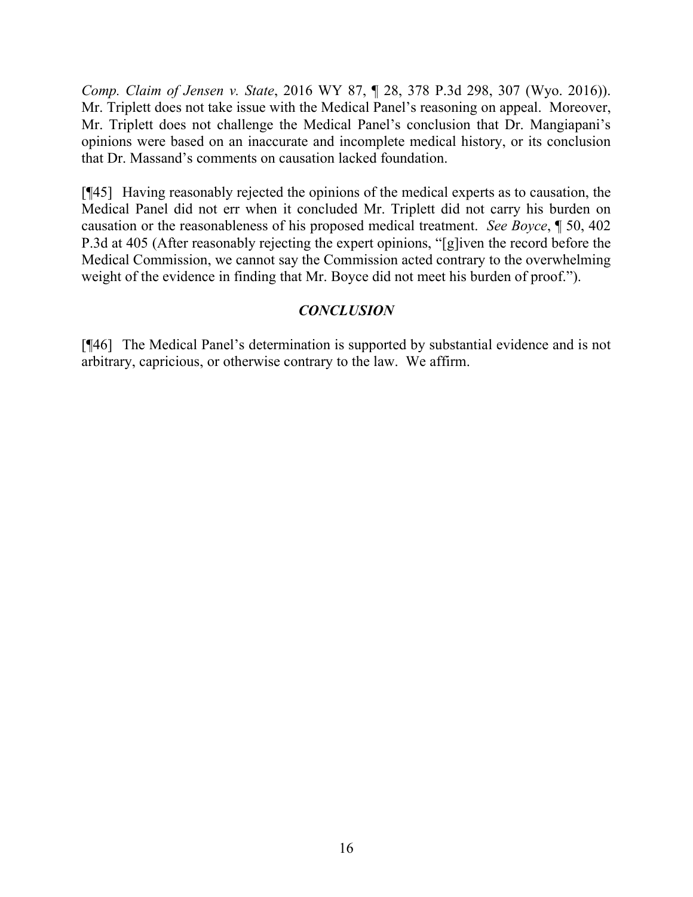*Comp. Claim of Jensen v. State*, 2016 WY 87, ¶ 28, 378 P.3d 298, 307 (Wyo. 2016)). Mr. Triplett does not take issue with the Medical Panel's reasoning on appeal. Moreover, Mr. Triplett does not challenge the Medical Panel's conclusion that Dr. Mangiapani's opinions were based on an inaccurate and incomplete medical history, or its conclusion that Dr. Massand's comments on causation lacked foundation.

[¶45] Having reasonably rejected the opinions of the medical experts as to causation, the Medical Panel did not err when it concluded Mr. Triplett did not carry his burden on causation or the reasonableness of his proposed medical treatment. *See Boyce*, ¶ 50, 402 P.3d at 405 (After reasonably rejecting the expert opinions, "[g]iven the record before the Medical Commission, we cannot say the Commission acted contrary to the overwhelming weight of the evidence in finding that Mr. Boyce did not meet his burden of proof.").

## ***CONCLUSION***

[¶46] The Medical Panel's determination is supported by substantial evidence and is not arbitrary, capricious, or otherwise contrary to the law. We affirm.